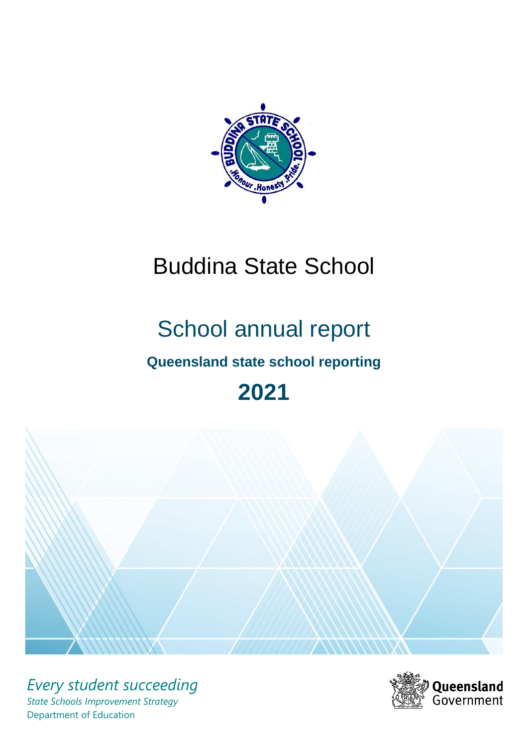# Buddina State School

## School annual report

### Queensland state school reporting

## 2021

*Every student succeeding*

*State Schools Improvement Strategy*

Department of Education

Queensland Government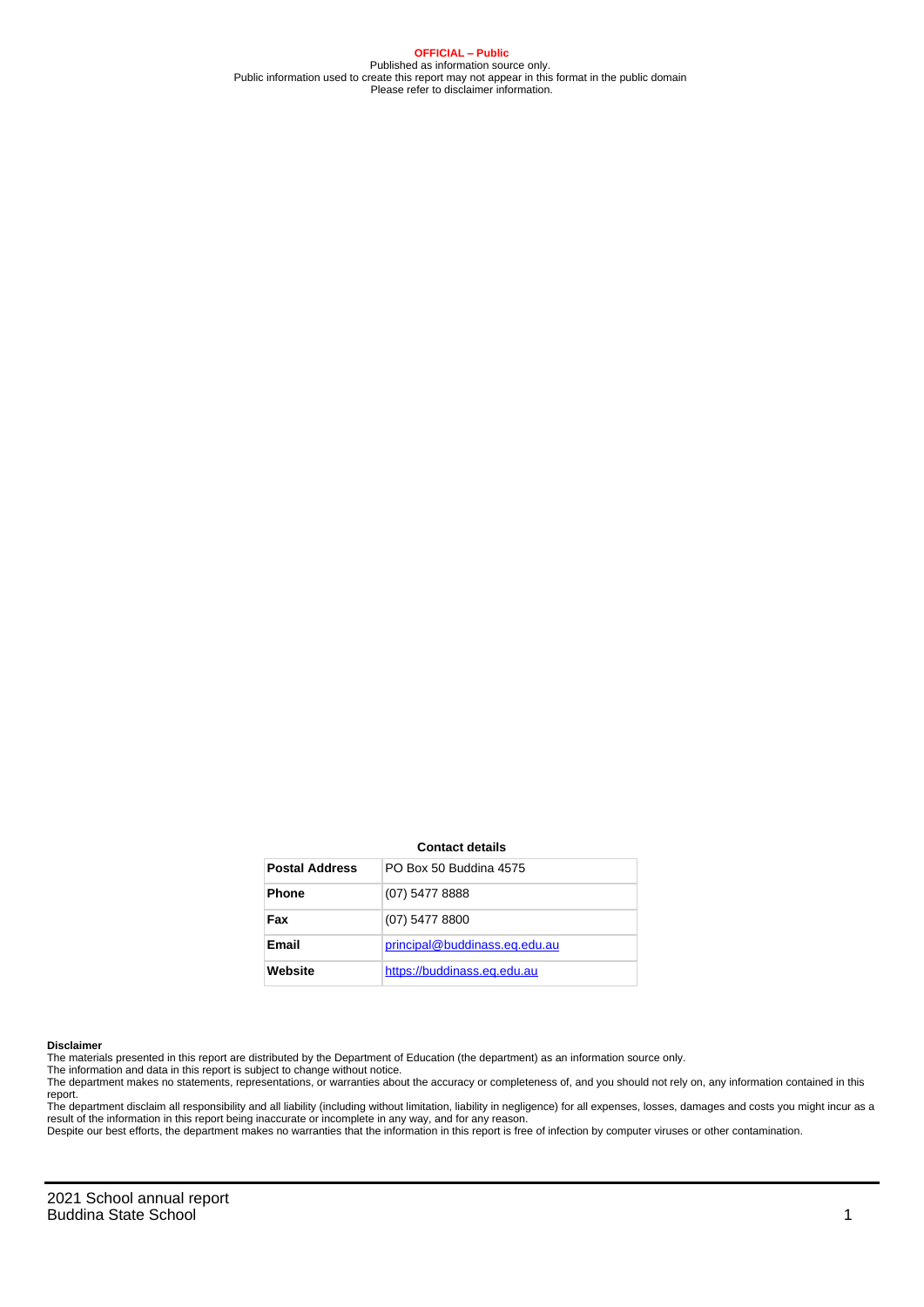**OFFICIAL – Public**
Published as information source only.
Public information used to create this report may not appear in this format in the public domain
Please refer to disclaimer information.

**Contact details**

| | |
|---|---|
| **Postal Address** | PO Box 50 Buddina 4575 |
| **Phone** | (07) 5477 8888 |
| **Fax** | (07) 5477 8800 |
| **Email** | principal@buddinass.eq.edu.au |
| **Website** | https://buddinass.eq.edu.au |

**Disclaimer**
The materials presented in this report are distributed by the Department of Education (the department) as an information source only.
The information and data in this report is subject to change without notice.
The department makes no statements, representations, or warranties about the accuracy or completeness of, and you should not rely on, any information contained in this report.
The department disclaim all responsibility and all liability (including without limitation, liability in negligence) for all expenses, losses, damages and costs you might incur as a result of the information in this report being inaccurate or incomplete in any way, and for any reason.
Despite our best efforts, the department makes no warranties that the information in this report is free of infection by computer viruses or other contamination.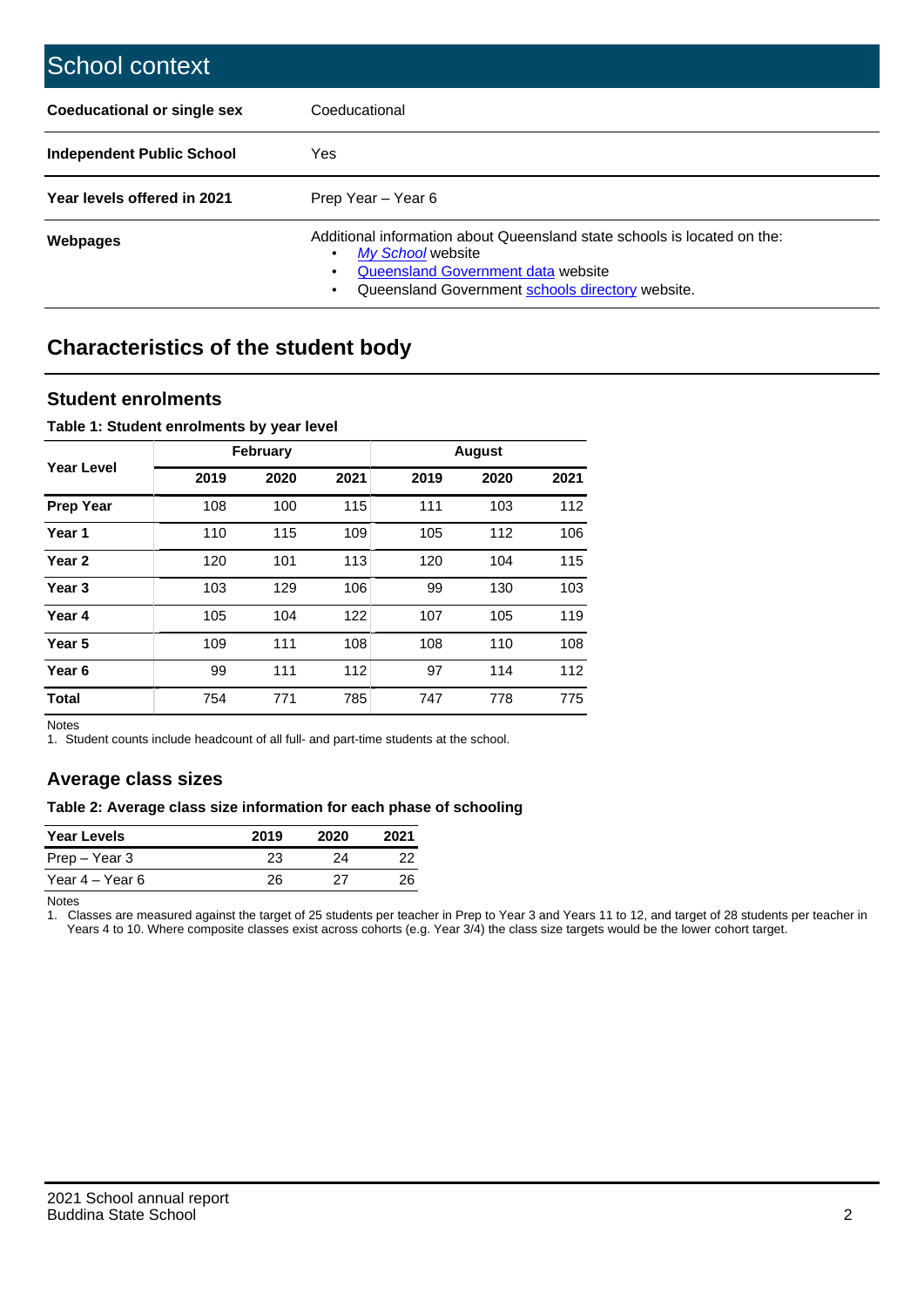# School context

| | |
|---|---|
| **Coeducational or single sex** | Coeducational |
| **Independent Public School** | Yes |
| **Year levels offered in 2021** | Prep Year – Year 6 |
| **Webpages** | Additional information about Queensland state schools is located on the: • *My School* website • Queensland Government data website • Queensland Government schools directory website. |

## Characteristics of the student body

### Student enrolments

**Table 1: Student enrolments by year level**

| Year Level | February | | | August | | |
|---|---|---|---|---|---|---|
| | 2019 | 2020 | 2021 | 2019 | 2020 | 2021 |
| **Prep Year** | 108 | 100 | 115 | 111 | 103 | 112 |
| **Year 1** | 110 | 115 | 109 | 105 | 112 | 106 |
| **Year 2** | 120 | 101 | 113 | 120 | 104 | 115 |
| **Year 3** | 103 | 129 | 106 | 99 | 130 | 103 |
| **Year 4** | 105 | 104 | 122 | 107 | 105 | 119 |
| **Year 5** | 109 | 111 | 108 | 108 | 110 | 108 |
| **Year 6** | 99 | 111 | 112 | 97 | 114 | 112 |
| **Total** | 754 | 771 | 785 | 747 | 778 | 775 |

Notes

1. Student counts include headcount of all full- and part-time students at the school.

### Average class sizes

**Table 2: Average class size information for each phase of schooling**

| Year Levels | 2019 | 2020 | 2021 |
|---|---|---|---|
| Prep – Year 3 | 23 | 24 | 22 |
| Year 4 – Year 6 | 26 | 27 | 26 |

Notes

1. Classes are measured against the target of 25 students per teacher in Prep to Year 3 and Years 11 to 12, and target of 28 students per teacher in Years 4 to 10. Where composite classes exist across cohorts (e.g. Year 3/4) the class size targets would be the lower cohort target.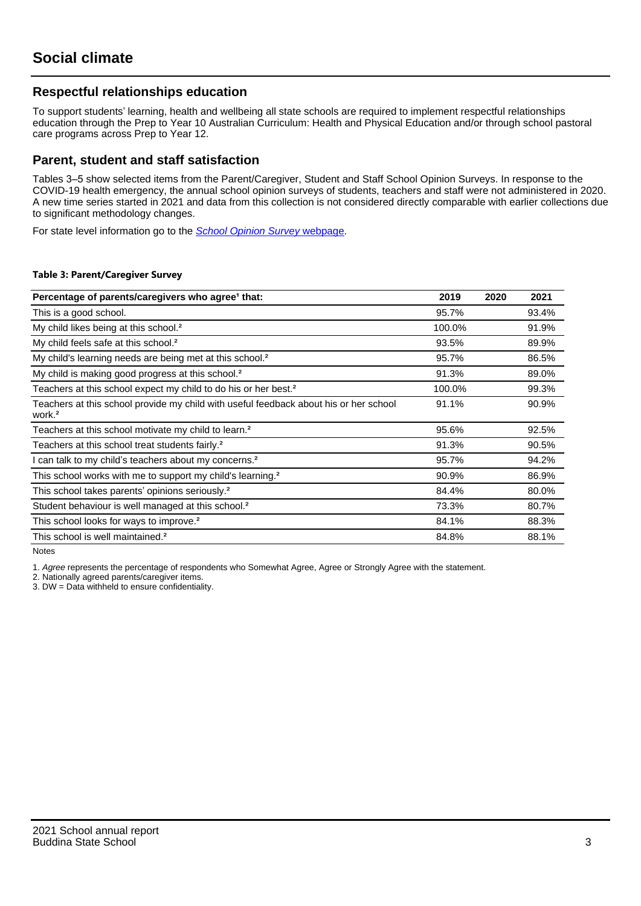# Social climate

## Respectful relationships education

To support students' learning, health and wellbeing all state schools are required to implement respectful relationships education through the Prep to Year 10 Australian Curriculum: Health and Physical Education and/or through school pastoral care programs across Prep to Year 12.

## Parent, student and staff satisfaction

Tables 3–5 show selected items from the Parent/Caregiver, Student and Staff School Opinion Surveys. In response to the COVID-19 health emergency, the annual school opinion surveys of students, teachers and staff were not administered in 2020. A new time series started in 2021 and data from this collection is not considered directly comparable with earlier collections due to significant methodology changes.

For state level information go to the *School Opinion Survey* webpage.

**Table 3: Parent/Caregiver Survey**

| Percentage of parents/caregivers who agree[1] that: | 2019 | 2020 | 2021 |
|---|---|---|---|
| This is a good school. | 95.7% | | 93.4% |
| My child likes being at this school.[2] | 100.0% | | 91.9% |
| My child feels safe at this school.[2] | 93.5% | | 89.9% |
| My child's learning needs are being met at this school.[2] | 95.7% | | 86.5% |
| My child is making good progress at this school.[2] | 91.3% | | 89.0% |
| Teachers at this school expect my child to do his or her best.[2] | 100.0% | | 99.3% |
| Teachers at this school provide my child with useful feedback about his or her school work.[2] | 91.1% | | 90.9% |
| Teachers at this school motivate my child to learn.[2] | 95.6% | | 92.5% |
| Teachers at this school treat students fairly.[2] | 91.3% | | 90.5% |
| I can talk to my child's teachers about my concerns.[2] | 95.7% | | 94.2% |
| This school works with me to support my child's learning.[2] | 90.9% | | 86.9% |
| This school takes parents' opinions seriously.[2] | 84.4% | | 80.0% |
| Student behaviour is well managed at this school.[2] | 73.3% | | 80.7% |
| This school looks for ways to improve.[2] | 84.1% | | 88.3% |
| This school is well maintained.[2] | 84.8% | | 88.1% |

Notes

1. *Agree* represents the percentage of respondents who Somewhat Agree, Agree or Strongly Agree with the statement.
2. Nationally agreed parents/caregiver items.
3. DW = Data withheld to ensure confidentiality.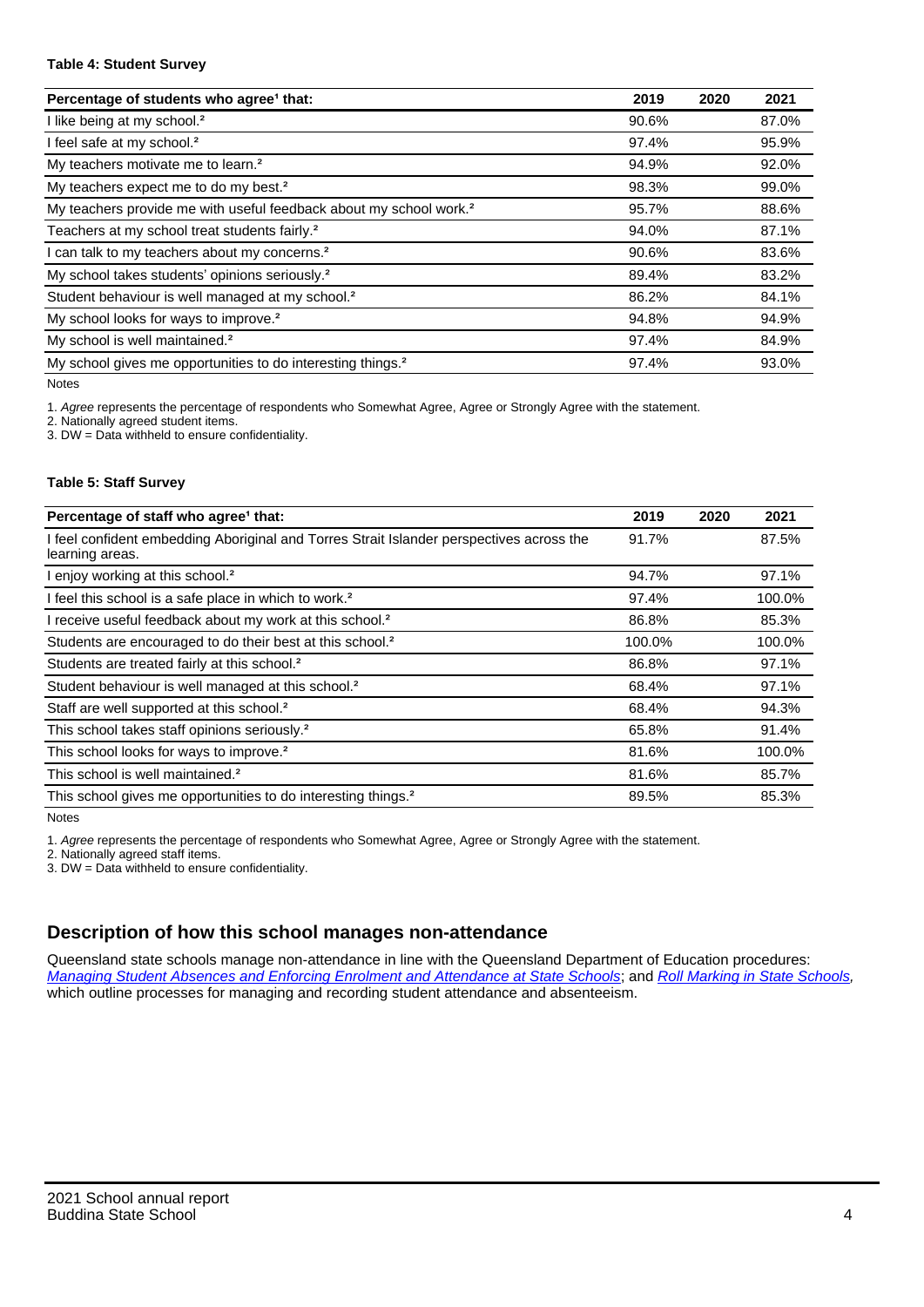**Table 4: Student Survey**

| Percentage of students who agree[1] that: | 2019 | 2020 | 2021 |
|---|---|---|---|
| I like being at my school.[2] | 90.6% | | 87.0% |
| I feel safe at my school.[2] | 97.4% | | 95.9% |
| My teachers motivate me to learn.[2] | 94.9% | | 92.0% |
| My teachers expect me to do my best.[2] | 98.3% | | 99.0% |
| My teachers provide me with useful feedback about my school work.[2] | 95.7% | | 88.6% |
| Teachers at my school treat students fairly.[2] | 94.0% | | 87.1% |
| I can talk to my teachers about my concerns.[2] | 90.6% | | 83.6% |
| My school takes students' opinions seriously.[2] | 89.4% | | 83.2% |
| Student behaviour is well managed at my school.[2] | 86.2% | | 84.1% |
| My school looks for ways to improve.[2] | 94.8% | | 94.9% |
| My school is well maintained.[2] | 97.4% | | 84.9% |
| My school gives me opportunities to do interesting things.[2] | 97.4% | | 93.0% |

Notes

1. *Agree* represents the percentage of respondents who Somewhat Agree, Agree or Strongly Agree with the statement.
2. Nationally agreed student items.
3. DW = Data withheld to ensure confidentiality.

**Table 5: Staff Survey**

| Percentage of staff who agree[1] that: | 2019 | 2020 | 2021 |
|---|---|---|---|
| I feel confident embedding Aboriginal and Torres Strait Islander perspectives across the learning areas. | 91.7% | | 87.5% |
| I enjoy working at this school.[2] | 94.7% | | 97.1% |
| I feel this school is a safe place in which to work.[2] | 97.4% | | 100.0% |
| I receive useful feedback about my work at this school.[2] | 86.8% | | 85.3% |
| Students are encouraged to do their best at this school.[2] | 100.0% | | 100.0% |
| Students are treated fairly at this school.[2] | 86.8% | | 97.1% |
| Student behaviour is well managed at this school.[2] | 68.4% | | 97.1% |
| Staff are well supported at this school.[2] | 68.4% | | 94.3% |
| This school takes staff opinions seriously.[2] | 65.8% | | 91.4% |
| This school looks for ways to improve.[2] | 81.6% | | 100.0% |
| This school is well maintained.[2] | 81.6% | | 85.7% |
| This school gives me opportunities to do interesting things.[2] | 89.5% | | 85.3% |

Notes

1. *Agree* represents the percentage of respondents who Somewhat Agree, Agree or Strongly Agree with the statement.
2. Nationally agreed staff items.
3. DW = Data withheld to ensure confidentiality.

## Description of how this school manages non-attendance

Queensland state schools manage non-attendance in line with the Queensland Department of Education procedures: *Managing Student Absences and Enforcing Enrolment and Attendance at State Schools*; and *Roll Marking in State Schools*, which outline processes for managing and recording student attendance and absenteeism.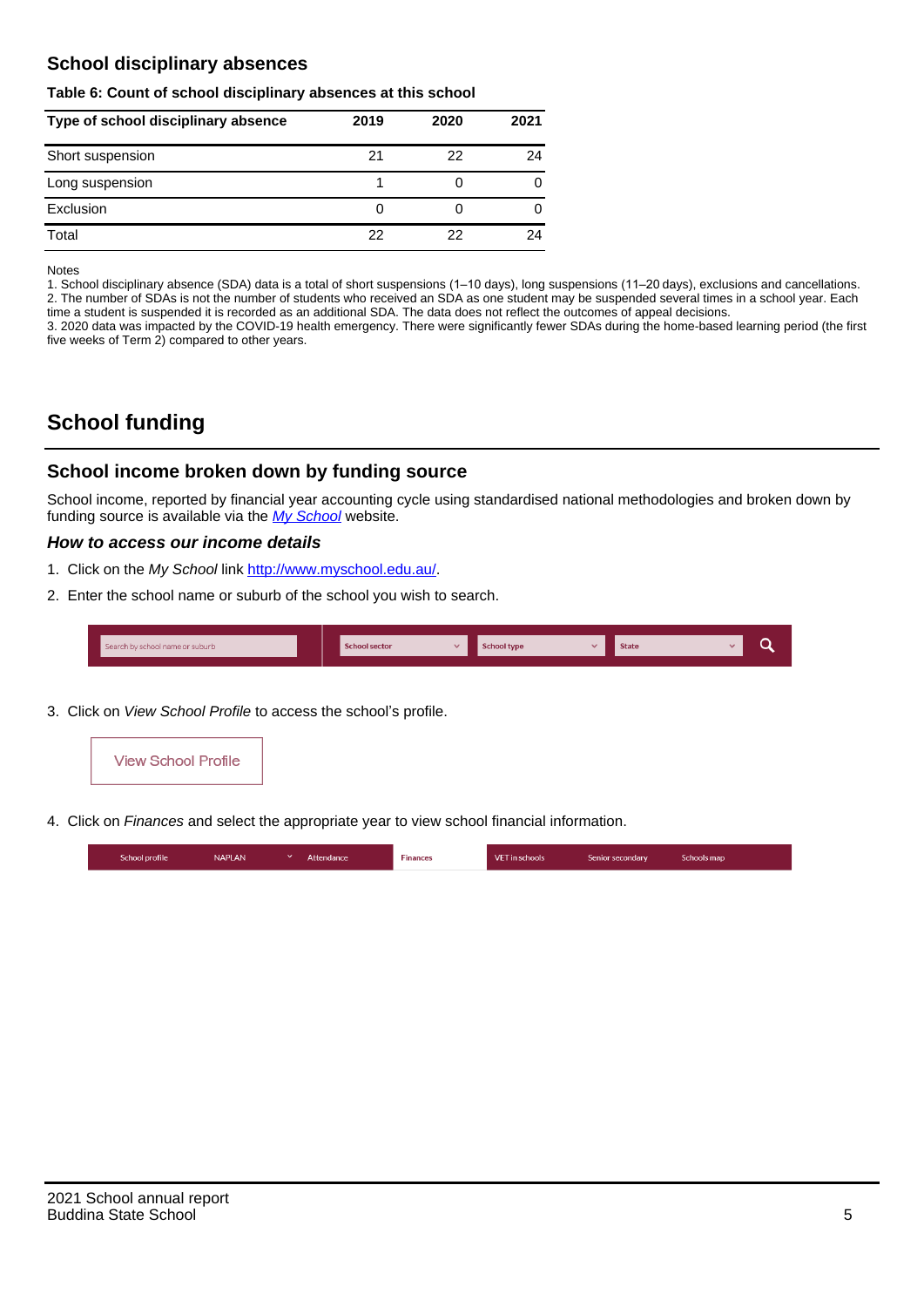## School disciplinary absences

**Table 6: Count of school disciplinary absences at this school**

| Type of school disciplinary absence | 2019 | 2020 | 2021 |
|---|---|---|---|
| Short suspension | 21 | 22 | 24 |
| Long suspension | 1 | 0 | 0 |
| Exclusion | 0 | 0 | 0 |
| Total | 22 | 22 | 24 |

Notes

1. School disciplinary absence (SDA) data is a total of short suspensions (1–10 days), long suspensions (11–20 days), exclusions and cancellations.
2. The number of SDAs is not the number of students who received an SDA as one student may be suspended several times in a school year. Each time a student is suspended it is recorded as an additional SDA. The data does not reflect the outcomes of appeal decisions.
3. 2020 data was impacted by the COVID-19 health emergency. There were significantly fewer SDAs during the home-based learning period (the first five weeks of Term 2) compared to other years.

# School funding

## School income broken down by funding source

School income, reported by financial year accounting cycle using standardised national methodologies and broken down by funding source is available via the *My School* website.

### *How to access our income details*

1. Click on the *My School* link http://www.myschool.edu.au/.
2. Enter the school name or suburb of the school you wish to search.

Search by school name or suburb | School sector | School type | State

3. Click on *View School Profile* to access the school's profile.

View School Profile

4. Click on *Finances* and select the appropriate year to view school financial information.

School profile | NAPLAN | Attendance | Finances | VET in schools | Senior secondary | Schools map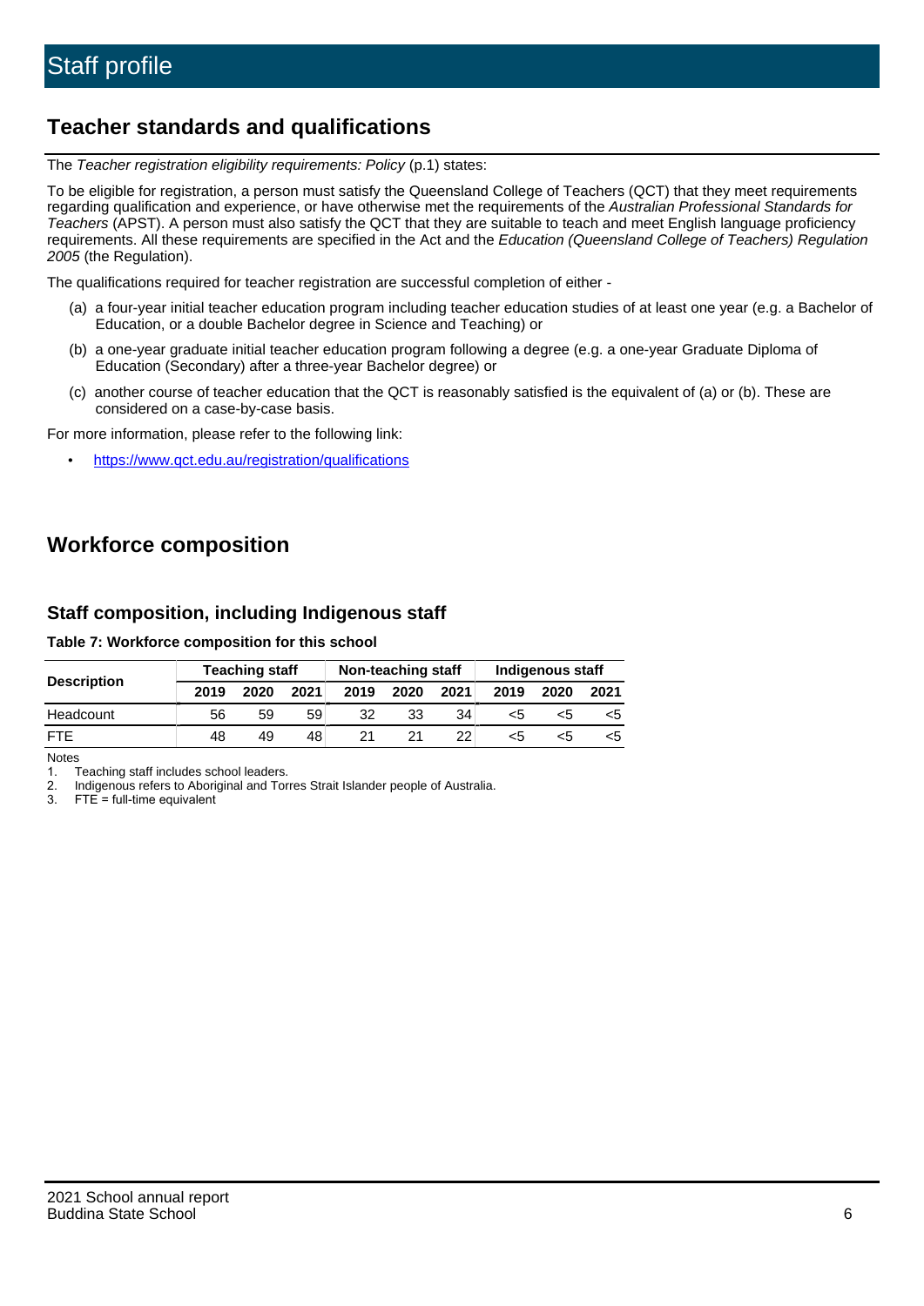# Staff profile

## Teacher standards and qualifications

The *Teacher registration eligibility requirements: Policy* (p.1) states:

To be eligible for registration, a person must satisfy the Queensland College of Teachers (QCT) that they meet requirements regarding qualification and experience, or have otherwise met the requirements of the *Australian Professional Standards for Teachers* (APST). A person must also satisfy the QCT that they are suitable to teach and meet English language proficiency requirements. All these requirements are specified in the Act and the *Education (Queensland College of Teachers) Regulation 2005* (the Regulation).

The qualifications required for teacher registration are successful completion of either -

(a) a four-year initial teacher education program including teacher education studies of at least one year (e.g. a Bachelor of Education, or a double Bachelor degree in Science and Teaching) or

(b) a one-year graduate initial teacher education program following a degree (e.g. a one-year Graduate Diploma of Education (Secondary) after a three-year Bachelor degree) or

(c) another course of teacher education that the QCT is reasonably satisfied is the equivalent of (a) or (b). These are considered on a case-by-case basis.

For more information, please refer to the following link:

- https://www.qct.edu.au/registration/qualifications

## Workforce composition

### Staff composition, including Indigenous staff

**Table 7: Workforce composition for this school**

| Description | Teaching staff | | | Non-teaching staff | | | Indigenous staff | | |
|---|---|---|---|---|---|---|---|---|---|
| | 2019 | 2020 | 2021 | 2019 | 2020 | 2021 | 2019 | 2020 | 2021 |
| Headcount | 56 | 59 | 59 | 32 | 33 | 34 | <5 | <5 | <5 |
| FTE | 48 | 49 | 48 | 21 | 21 | 22 | <5 | <5 | <5 |

Notes

1. Teaching staff includes school leaders.
2. Indigenous refers to Aboriginal and Torres Strait Islander people of Australia.
3. FTE = full-time equivalent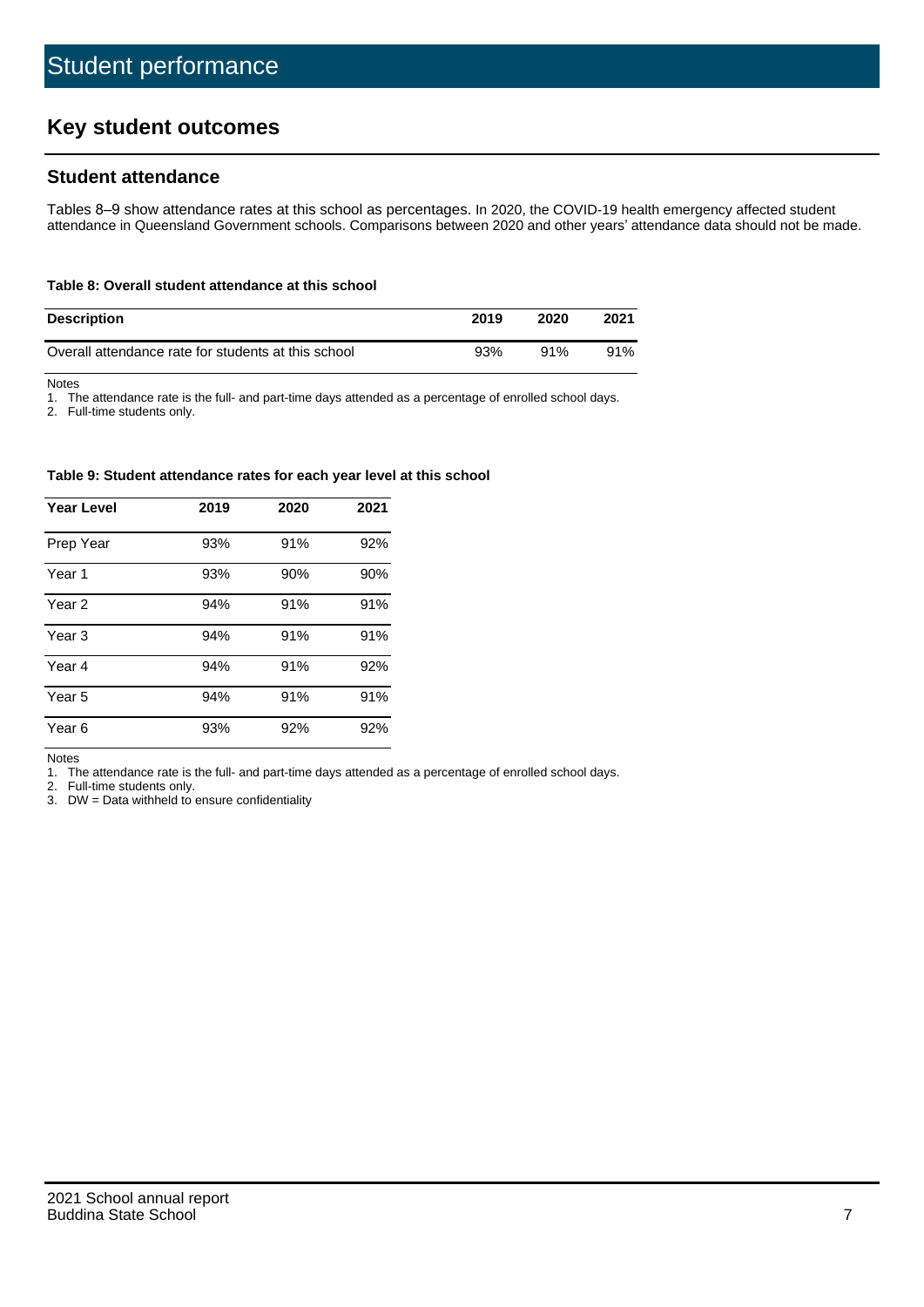# Student performance

## Key student outcomes

### Student attendance

Tables 8–9 show attendance rates at this school as percentages. In 2020, the COVID-19 health emergency affected student attendance in Queensland Government schools. Comparisons between 2020 and other years' attendance data should not be made.

**Table 8: Overall student attendance at this school**

| Description | 2019 | 2020 | 2021 |
|---|---|---|---|
| Overall attendance rate for students at this school | 93% | 91% | 91% |

Notes

1. The attendance rate is the full- and part-time days attended as a percentage of enrolled school days.
2. Full-time students only.

**Table 9: Student attendance rates for each year level at this school**

| Year Level | 2019 | 2020 | 2021 |
|---|---|---|---|
| Prep Year | 93% | 91% | 92% |
| Year 1 | 93% | 90% | 90% |
| Year 2 | 94% | 91% | 91% |
| Year 3 | 94% | 91% | 91% |
| Year 4 | 94% | 91% | 92% |
| Year 5 | 94% | 91% | 91% |
| Year 6 | 93% | 92% | 92% |

Notes

1. The attendance rate is the full- and part-time days attended as a percentage of enrolled school days.
2. Full-time students only.
3. DW = Data withheld to ensure confidentiality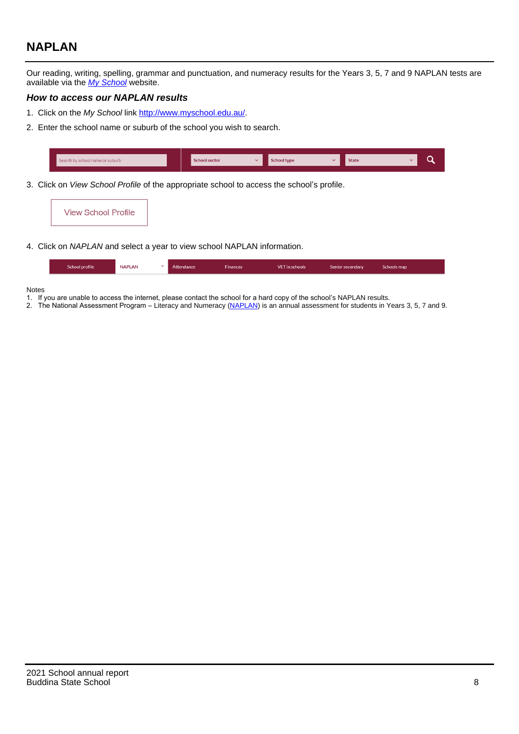## NAPLAN

Our reading, writing, spelling, grammar and punctuation, and numeracy results for the Years 3, 5, 7 and 9 NAPLAN tests are available via the *My School* website.

### *How to access our NAPLAN results*

1. Click on the *My School* link http://www.myschool.edu.au/.
2. Enter the school name or suburb of the school you wish to search.

Search by school name or suburb | School sector | School type | State

3. Click on *View School Profile* of the appropriate school to access the school's profile.

View School Profile

4. Click on *NAPLAN* and select a year to view school NAPLAN information.

School profile | NAPLAN | Attendance | Finances | VET in schools | Senior secondary | Schools map

Notes

1. If you are unable to access the internet, please contact the school for a hard copy of the school's NAPLAN results.
2. The National Assessment Program – Literacy and Numeracy (NAPLAN) is an annual assessment for students in Years 3, 5, 7 and 9.